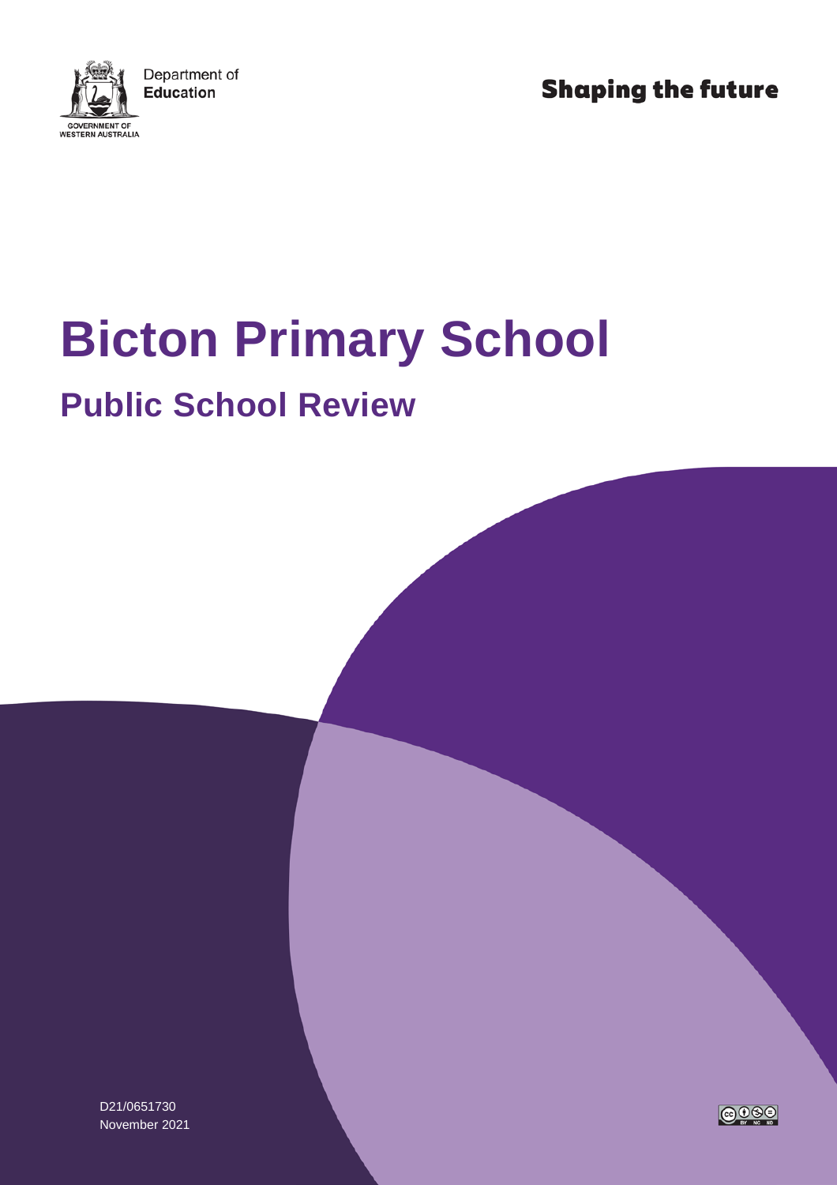Department of Education

GOVERNMENT OF WESTERN AUSTRALIA

Shaping the future

# Bicton Primary School

## Public School Review

D21/0651730
November 2021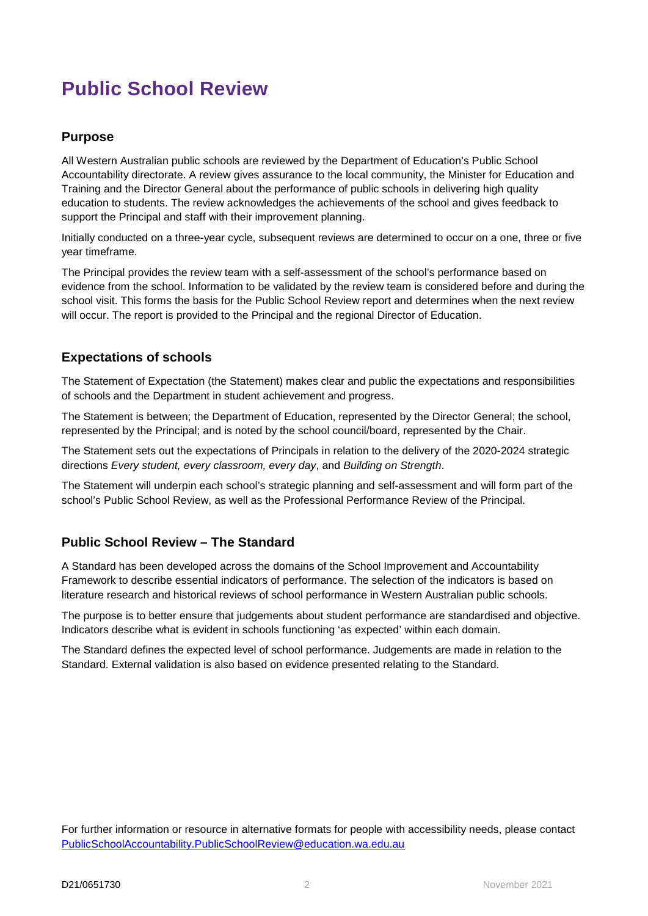# Public School Review

## Purpose

All Western Australian public schools are reviewed by the Department of Education's Public School Accountability directorate. A review gives assurance to the local community, the Minister for Education and Training and the Director General about the performance of public schools in delivering high quality education to students. The review acknowledges the achievements of the school and gives feedback to support the Principal and staff with their improvement planning.

Initially conducted on a three-year cycle, subsequent reviews are determined to occur on a one, three or five year timeframe.

The Principal provides the review team with a self-assessment of the school's performance based on evidence from the school. Information to be validated by the review team is considered before and during the school visit. This forms the basis for the Public School Review report and determines when the next review will occur. The report is provided to the Principal and the regional Director of Education.

## Expectations of schools

The Statement of Expectation (the Statement) makes clear and public the expectations and responsibilities of schools and the Department in student achievement and progress.

The Statement is between; the Department of Education, represented by the Director General; the school, represented by the Principal; and is noted by the school council/board, represented by the Chair.

The Statement sets out the expectations of Principals in relation to the delivery of the 2020-2024 strategic directions *Every student, every classroom, every day*, and *Building on Strength*.

The Statement will underpin each school's strategic planning and self-assessment and will form part of the school's Public School Review, as well as the Professional Performance Review of the Principal.

## Public School Review – The Standard

A Standard has been developed across the domains of the School Improvement and Accountability Framework to describe essential indicators of performance. The selection of the indicators is based on literature research and historical reviews of school performance in Western Australian public schools.

The purpose is to better ensure that judgements about student performance are standardised and objective. Indicators describe what is evident in schools functioning 'as expected' within each domain.

The Standard defines the expected level of school performance. Judgements are made in relation to the Standard. External validation is also based on evidence presented relating to the Standard.

For further information or resource in alternative formats for people with accessibility needs, please contact PublicSchoolAccountability.PublicSchoolReview@education.wa.edu.au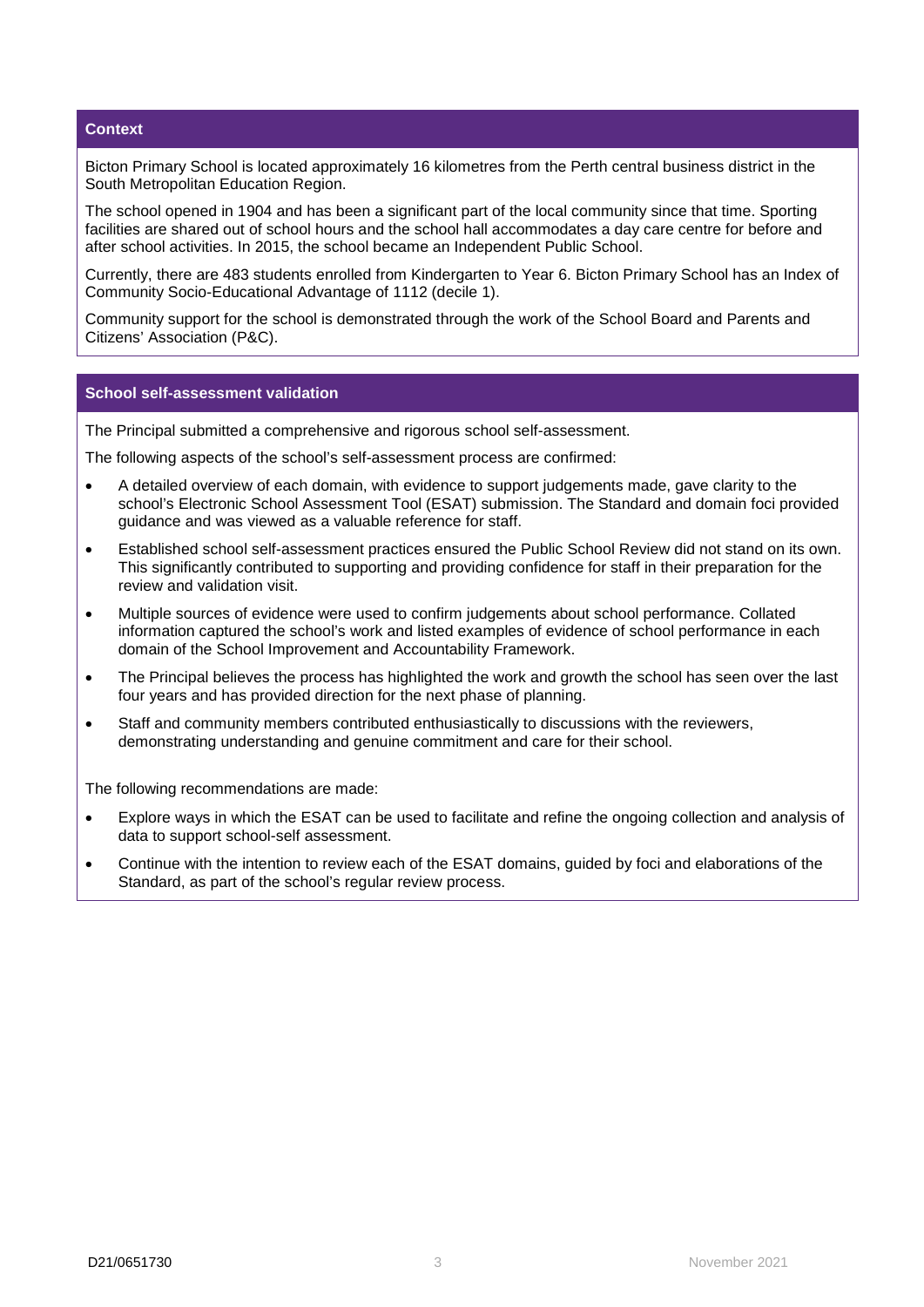## Context

Bicton Primary School is located approximately 16 kilometres from the Perth central business district in the South Metropolitan Education Region.

The school opened in 1904 and has been a significant part of the local community since that time. Sporting facilities are shared out of school hours and the school hall accommodates a day care centre for before and after school activities. In 2015, the school became an Independent Public School.

Currently, there are 483 students enrolled from Kindergarten to Year 6. Bicton Primary School has an Index of Community Socio-Educational Advantage of 1112 (decile 1).

Community support for the school is demonstrated through the work of the School Board and Parents and Citizens' Association (P&C).

## School self-assessment validation

The Principal submitted a comprehensive and rigorous school self-assessment.

The following aspects of the school's self-assessment process are confirmed:

- A detailed overview of each domain, with evidence to support judgements made, gave clarity to the school's Electronic School Assessment Tool (ESAT) submission. The Standard and domain foci provided guidance and was viewed as a valuable reference for staff.
- Established school self-assessment practices ensured the Public School Review did not stand on its own. This significantly contributed to supporting and providing confidence for staff in their preparation for the review and validation visit.
- Multiple sources of evidence were used to confirm judgements about school performance. Collated information captured the school's work and listed examples of evidence of school performance in each domain of the School Improvement and Accountability Framework.
- The Principal believes the process has highlighted the work and growth the school has seen over the last four years and has provided direction for the next phase of planning.
- Staff and community members contributed enthusiastically to discussions with the reviewers, demonstrating understanding and genuine commitment and care for their school.

The following recommendations are made:

- Explore ways in which the ESAT can be used to facilitate and refine the ongoing collection and analysis of data to support school-self assessment.
- Continue with the intention to review each of the ESAT domains, guided by foci and elaborations of the Standard, as part of the school's regular review process.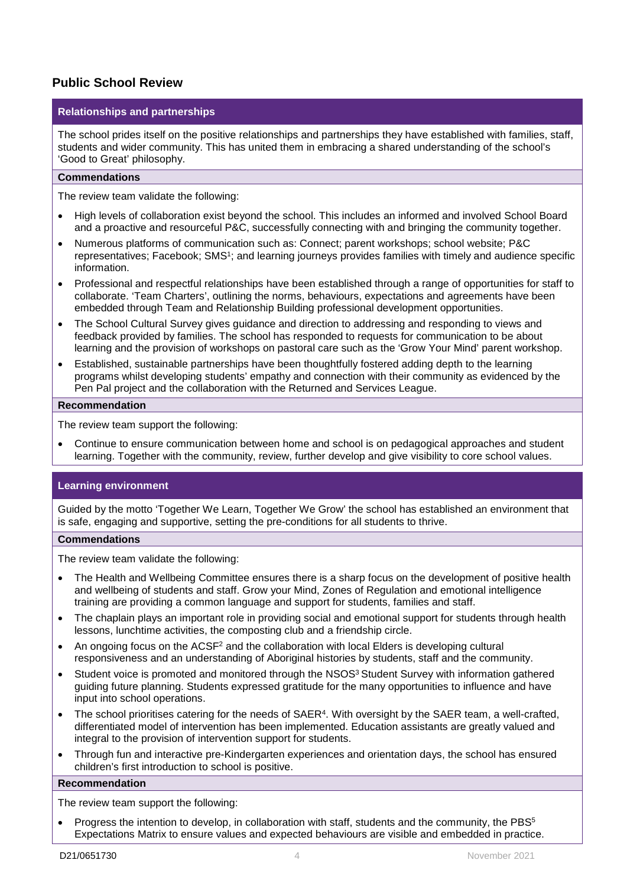## Public School Review

### Relationships and partnerships

The school prides itself on the positive relationships and partnerships they have established with families, staff, students and wider community. This has united them in embracing a shared understanding of the school's 'Good to Great' philosophy.

#### Commendations

The review team validate the following:

- High levels of collaboration exist beyond the school. This includes an informed and involved School Board and a proactive and resourceful P&C, successfully connecting with and bringing the community together.
- Numerous platforms of communication such as: Connect; parent workshops; school website; P&C representatives; Facebook; SMS[1]; and learning journeys provides families with timely and audience specific information.
- Professional and respectful relationships have been established through a range of opportunities for staff to collaborate. 'Team Charters', outlining the norms, behaviours, expectations and agreements have been embedded through Team and Relationship Building professional development opportunities.
- The School Cultural Survey gives guidance and direction to addressing and responding to views and feedback provided by families. The school has responded to requests for communication to be about learning and the provision of workshops on pastoral care such as the 'Grow Your Mind' parent workshop.
- Established, sustainable partnerships have been thoughtfully fostered adding depth to the learning programs whilst developing students' empathy and connection with their community as evidenced by the Pen Pal project and the collaboration with the Returned and Services League.

#### Recommendation

The review team support the following:

- Continue to ensure communication between home and school is on pedagogical approaches and student learning. Together with the community, review, further develop and give visibility to core school values.

### Learning environment

Guided by the motto 'Together We Learn, Together We Grow' the school has established an environment that is safe, engaging and supportive, setting the pre-conditions for all students to thrive.

#### Commendations

The review team validate the following:

- The Health and Wellbeing Committee ensures there is a sharp focus on the development of positive health and wellbeing of students and staff. Grow your Mind, Zones of Regulation and emotional intelligence training are providing a common language and support for students, families and staff.
- The chaplain plays an important role in providing social and emotional support for students through health lessons, lunchtime activities, the composting club and a friendship circle.
- An ongoing focus on the ACSF[2] and the collaboration with local Elders is developing cultural responsiveness and an understanding of Aboriginal histories by students, staff and the community.
- Student voice is promoted and monitored through the NSOS[3] Student Survey with information gathered guiding future planning. Students expressed gratitude for the many opportunities to influence and have input into school operations.
- The school prioritises catering for the needs of SAER[4]. With oversight by the SAER team, a well-crafted, differentiated model of intervention has been implemented. Education assistants are greatly valued and integral to the provision of intervention support for students.
- Through fun and interactive pre-Kindergarten experiences and orientation days, the school has ensured children's first introduction to school is positive.

#### Recommendation

The review team support the following:

- Progress the intention to develop, in collaboration with staff, students and the community, the PBS[5] Expectations Matrix to ensure values and expected behaviours are visible and embedded in practice.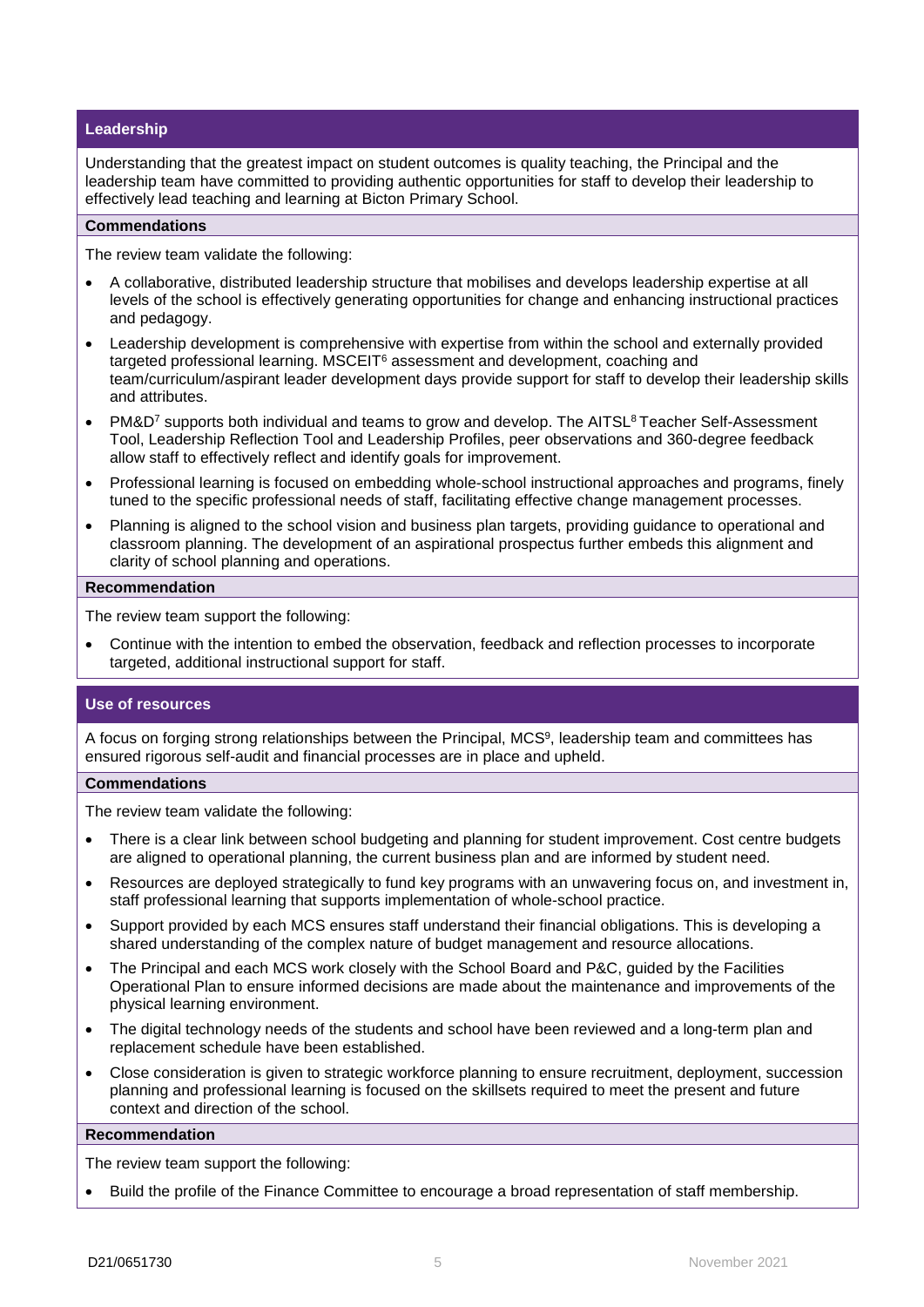## Leadership

Understanding that the greatest impact on student outcomes is quality teaching, the Principal and the leadership team have committed to providing authentic opportunities for staff to develop their leadership to effectively lead teaching and learning at Bicton Primary School.

### Commendations

The review team validate the following:

- A collaborative, distributed leadership structure that mobilises and develops leadership expertise at all levels of the school is effectively generating opportunities for change and enhancing instructional practices and pedagogy.
- Leadership development is comprehensive with expertise from within the school and externally provided targeted professional learning. MSCEIT[6] assessment and development, coaching and team/curriculum/aspirant leader development days provide support for staff to develop their leadership skills and attributes.
- PM&D[7] supports both individual and teams to grow and develop. The AITSL[8] Teacher Self-Assessment Tool, Leadership Reflection Tool and Leadership Profiles, peer observations and 360-degree feedback allow staff to effectively reflect and identify goals for improvement.
- Professional learning is focused on embedding whole-school instructional approaches and programs, finely tuned to the specific professional needs of staff, facilitating effective change management processes.
- Planning is aligned to the school vision and business plan targets, providing guidance to operational and classroom planning. The development of an aspirational prospectus further embeds this alignment and clarity of school planning and operations.

### Recommendation

The review team support the following:

- Continue with the intention to embed the observation, feedback and reflection processes to incorporate targeted, additional instructional support for staff.

## Use of resources

A focus on forging strong relationships between the Principal, MCS[9], leadership team and committees has ensured rigorous self-audit and financial processes are in place and upheld.

### Commendations

The review team validate the following:

- There is a clear link between school budgeting and planning for student improvement. Cost centre budgets are aligned to operational planning, the current business plan and are informed by student need.
- Resources are deployed strategically to fund key programs with an unwavering focus on, and investment in, staff professional learning that supports implementation of whole-school practice.
- Support provided by each MCS ensures staff understand their financial obligations. This is developing a shared understanding of the complex nature of budget management and resource allocations.
- The Principal and each MCS work closely with the School Board and P&C, guided by the Facilities Operational Plan to ensure informed decisions are made about the maintenance and improvements of the physical learning environment.
- The digital technology needs of the students and school have been reviewed and a long-term plan and replacement schedule have been established.
- Close consideration is given to strategic workforce planning to ensure recruitment, deployment, succession planning and professional learning is focused on the skillsets required to meet the present and future context and direction of the school.

### Recommendation

The review team support the following:

- Build the profile of the Finance Committee to encourage a broad representation of staff membership.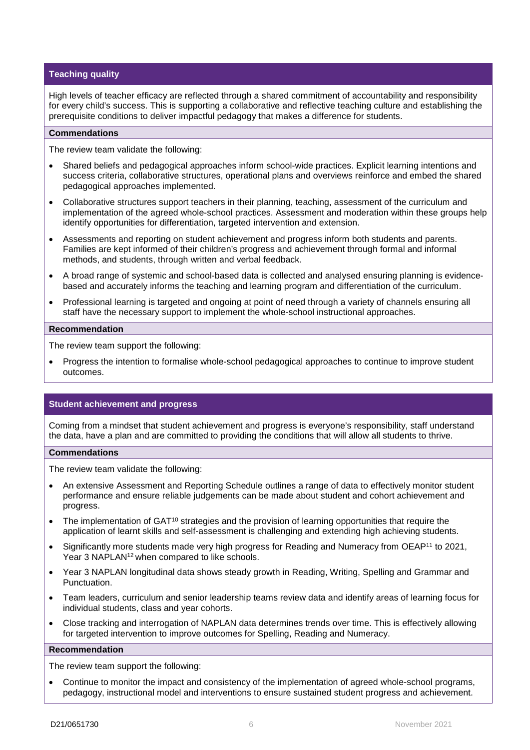## Teaching quality

High levels of teacher efficacy are reflected through a shared commitment of accountability and responsibility for every child's success. This is supporting a collaborative and reflective teaching culture and establishing the prerequisite conditions to deliver impactful pedagogy that makes a difference for students.

### Commendations

The review team validate the following:

- Shared beliefs and pedagogical approaches inform school-wide practices. Explicit learning intentions and success criteria, collaborative structures, operational plans and overviews reinforce and embed the shared pedagogical approaches implemented.
- Collaborative structures support teachers in their planning, teaching, assessment of the curriculum and implementation of the agreed whole-school practices. Assessment and moderation within these groups help identify opportunities for differentiation, targeted intervention and extension.
- Assessments and reporting on student achievement and progress inform both students and parents. Families are kept informed of their children's progress and achievement through formal and informal methods, and students, through written and verbal feedback.
- A broad range of systemic and school-based data is collected and analysed ensuring planning is evidence-based and accurately informs the teaching and learning program and differentiation of the curriculum.
- Professional learning is targeted and ongoing at point of need through a variety of channels ensuring all staff have the necessary support to implement the whole-school instructional approaches.

### Recommendation

The review team support the following:

- Progress the intention to formalise whole-school pedagogical approaches to continue to improve student outcomes.

## Student achievement and progress

Coming from a mindset that student achievement and progress is everyone's responsibility, staff understand the data, have a plan and are committed to providing the conditions that will allow all students to thrive.

### Commendations

The review team validate the following:

- An extensive Assessment and Reporting Schedule outlines a range of data to effectively monitor student performance and ensure reliable judgements can be made about student and cohort achievement and progress.
- The implementation of GAT[10] strategies and the provision of learning opportunities that require the application of learnt skills and self-assessment is challenging and extending high achieving students.
- Significantly more students made very high progress for Reading and Numeracy from OEAP[11] to 2021, Year 3 NAPLAN[12] when compared to like schools.
- Year 3 NAPLAN longitudinal data shows steady growth in Reading, Writing, Spelling and Grammar and Punctuation.
- Team leaders, curriculum and senior leadership teams review data and identify areas of learning focus for individual students, class and year cohorts.
- Close tracking and interrogation of NAPLAN data determines trends over time. This is effectively allowing for targeted intervention to improve outcomes for Spelling, Reading and Numeracy.

### Recommendation

The review team support the following:

- Continue to monitor the impact and consistency of the implementation of agreed whole-school programs, pedagogy, instructional model and interventions to ensure sustained student progress and achievement.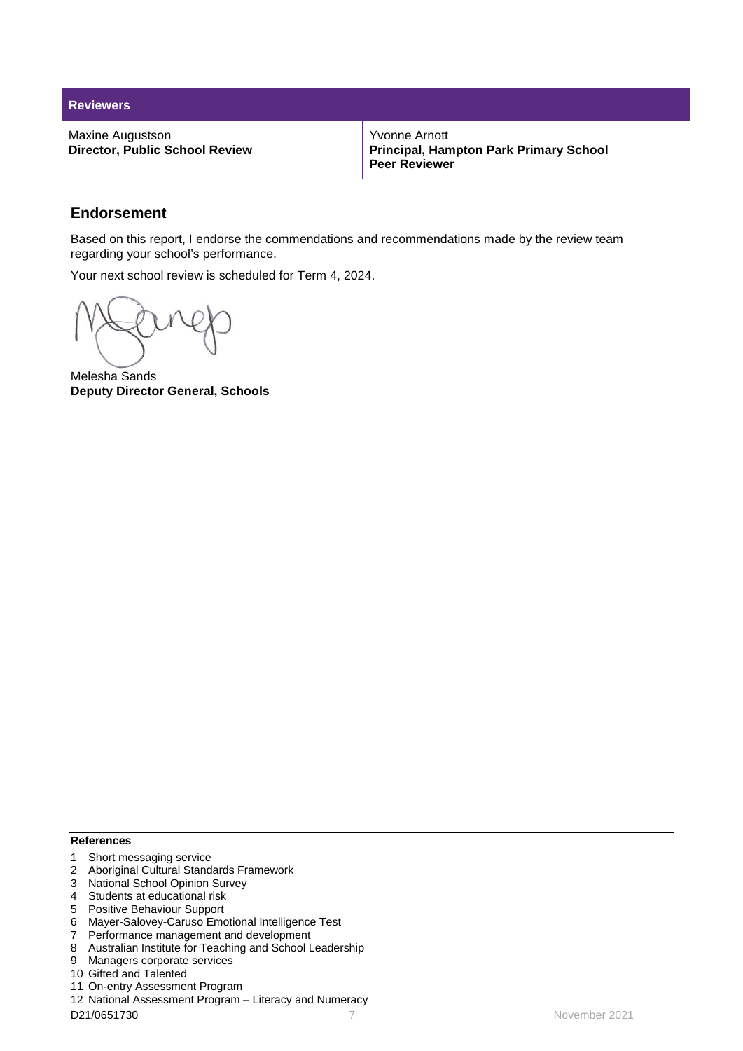| Reviewers | |
| --- | --- |
| Maxine Augustson<br>**Director, Public School Review** | Yvonne Arnott<br>**Principal, Hampton Park Primary School**<br>**Peer Reviewer** |

## Endorsement

Based on this report, I endorse the commendations and recommendations made by the review team regarding your school's performance.

Your next school review is scheduled for Term 4, 2024.

Melesha Sands
**Deputy Director General, Schools**

**References**

1 Short messaging service
2 Aboriginal Cultural Standards Framework
3 National School Opinion Survey
4 Students at educational risk
5 Positive Behaviour Support
6 Mayer-Salovey-Caruso Emotional Intelligence Test
7 Performance management and development
8 Australian Institute for Teaching and School Leadership
9 Managers corporate services
10 Gifted and Talented
11 On-entry Assessment Program
12 National Assessment Program – Literacy and Numeracy